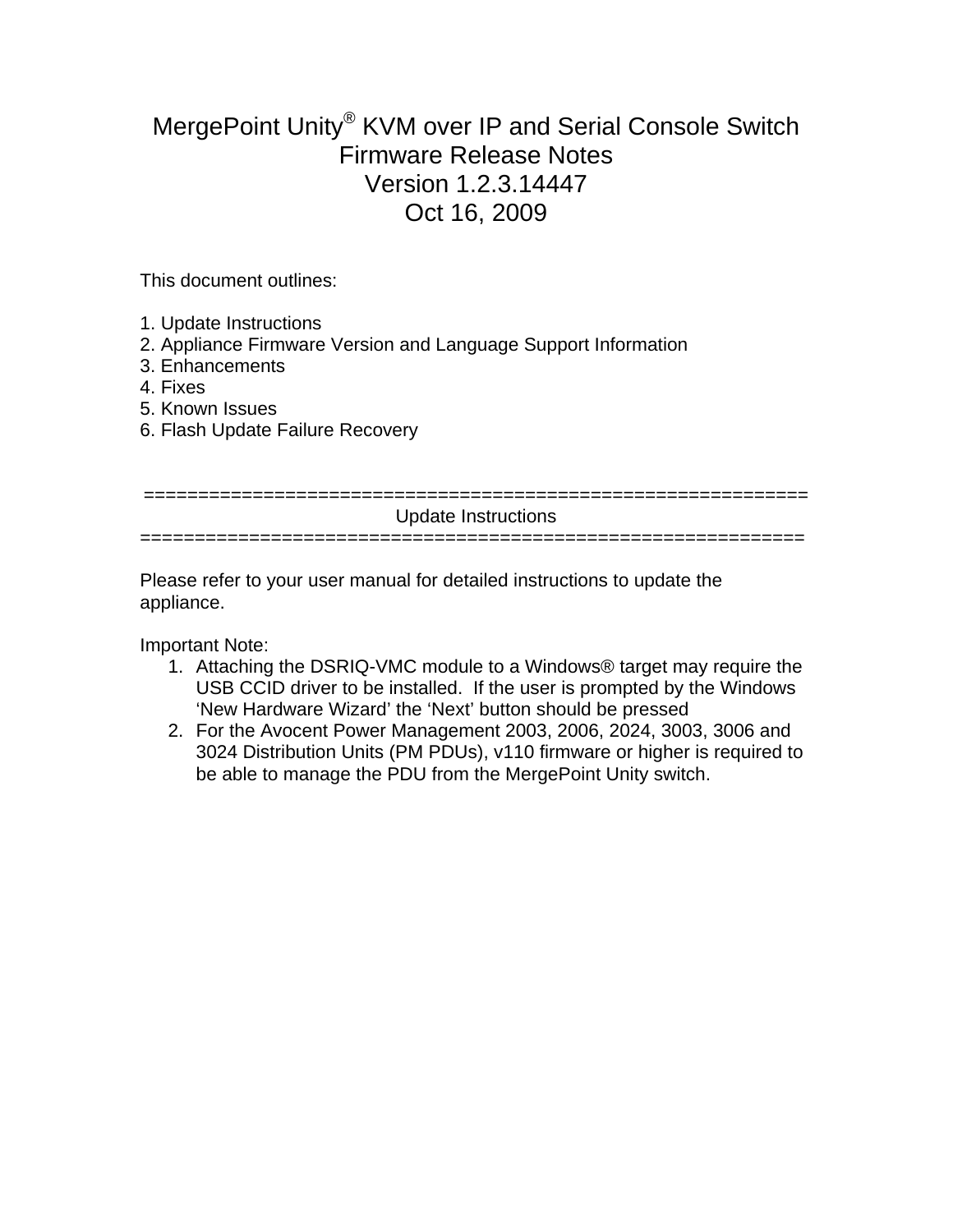# MergePoint Unity® KVM over IP and Serial Console Switch Firmware Release Notes Version 1.2.3.14447 Oct 16, 2009

This document outlines:

1. Update Instructions
2. Appliance Firmware Version and Language Support Information
3. Enhancements
4. Fixes
5. Known Issues
6. Flash Update Failure Recovery

## ============================================================= Update Instructions =============================================================

Please refer to your user manual for detailed instructions to update the appliance.

Important Note:

1. Attaching the DSRIQ-VMC module to a Windows® target may require the USB CCID driver to be installed. If the user is prompted by the Windows 'New Hardware Wizard' the 'Next' button should be pressed
2. For the Avocent Power Management 2003, 2006, 2024, 3003, 3006 and 3024 Distribution Units (PM PDUs), v110 firmware or higher is required to be able to manage the PDU from the MergePoint Unity switch.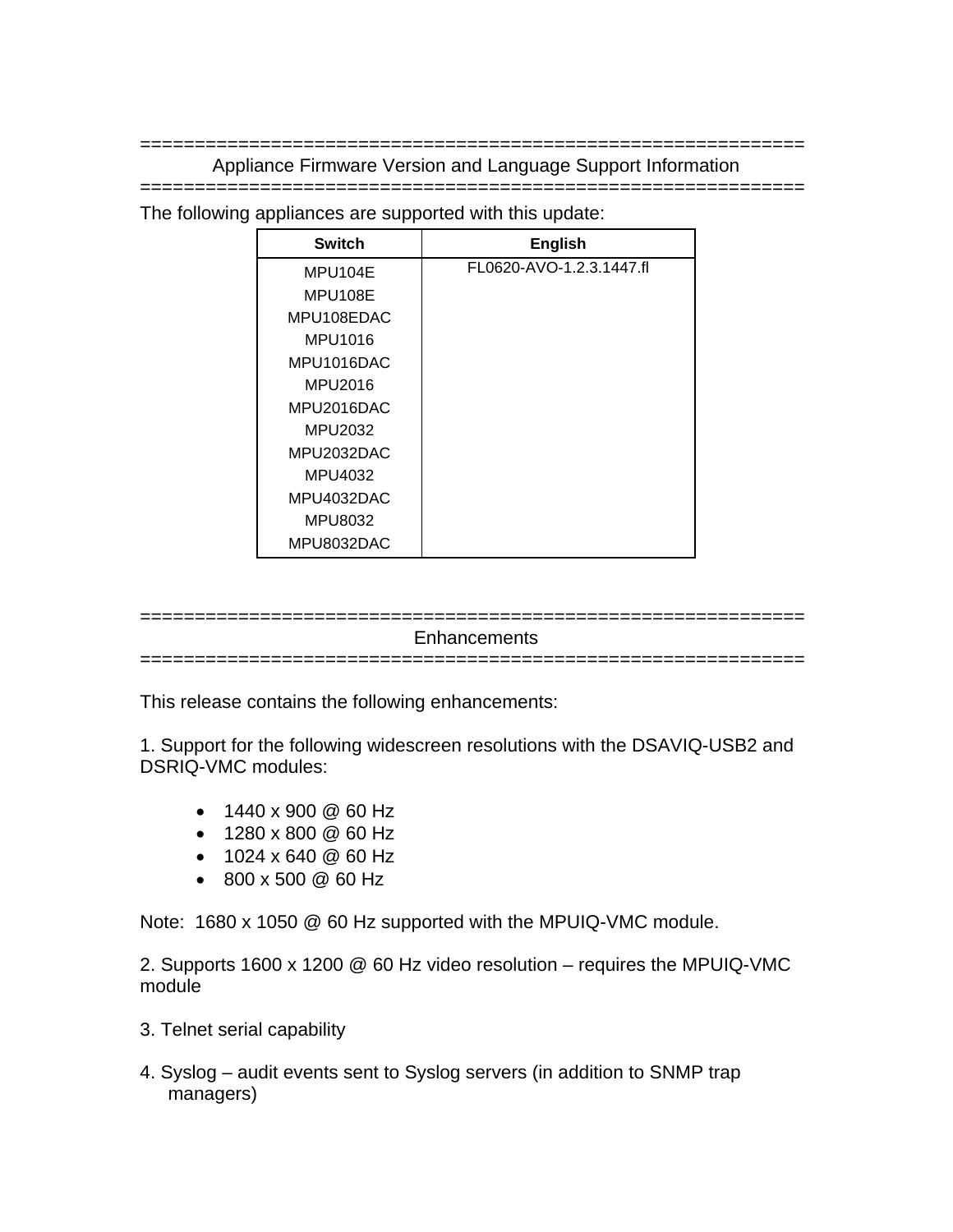==============================================================

## Appliance Firmware Version and Language Support Information

==============================================================

The following appliances are supported with this update:

| Switch | English |
|---|---|
| MPU104E<br>MPU108E<br>MPU108EDAC<br>MPU1016<br>MPU1016DAC<br>MPU2016<br>MPU2016DAC<br>MPU2032<br>MPU2032DAC<br>MPU4032<br>MPU4032DAC<br>MPU8032<br>MPU8032DAC | FL0620-AVO-1.2.3.1447.fl |

==============================================================

## Enhancements

==============================================================

This release contains the following enhancements:

1. Support for the following widescreen resolutions with the DSAVIQ-USB2 and DSRIQ-VMC modules:

   - 1440 x 900 @ 60 Hz
   - 1280 x 800 @ 60 Hz
   - 1024 x 640 @ 60 Hz
   - 800 x 500 @ 60 Hz

Note: 1680 x 1050 @ 60 Hz supported with the MPUIQ-VMC module.

2. Supports 1600 x 1200 @ 60 Hz video resolution – requires the MPUIQ-VMC module

3. Telnet serial capability

4. Syslog – audit events sent to Syslog servers (in addition to SNMP trap managers)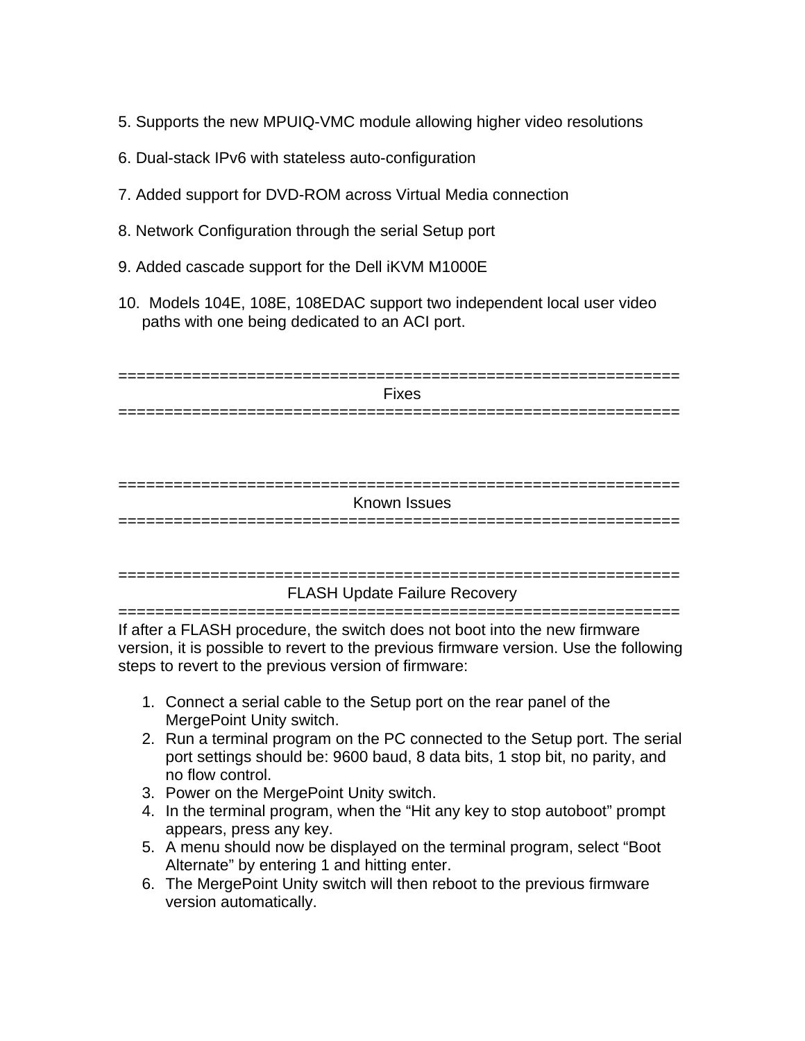5. Supports the new MPUIQ-VMC module allowing higher video resolutions

6. Dual-stack IPv6 with stateless auto-configuration

7. Added support for DVD-ROM across Virtual Media connection

8. Network Configuration through the serial Setup port

9. Added cascade support for the Dell iKVM M1000E

10. Models 104E, 108E, 108EDAC support two independent local user video paths with one being dedicated to an ACI port.

=============================================================

## Fixes

=============================================================

=============================================================

## Known Issues

=============================================================

=============================================================

## FLASH Update Failure Recovery

=============================================================

If after a FLASH procedure, the switch does not boot into the new firmware version, it is possible to revert to the previous firmware version. Use the following steps to revert to the previous version of firmware:

1. Connect a serial cable to the Setup port on the rear panel of the MergePoint Unity switch.
2. Run a terminal program on the PC connected to the Setup port. The serial port settings should be: 9600 baud, 8 data bits, 1 stop bit, no parity, and no flow control.
3. Power on the MergePoint Unity switch.
4. In the terminal program, when the “Hit any key to stop autoboot” prompt appears, press any key.
5. A menu should now be displayed on the terminal program, select “Boot Alternate” by entering 1 and hitting enter.
6. The MergePoint Unity switch will then reboot to the previous firmware version automatically.